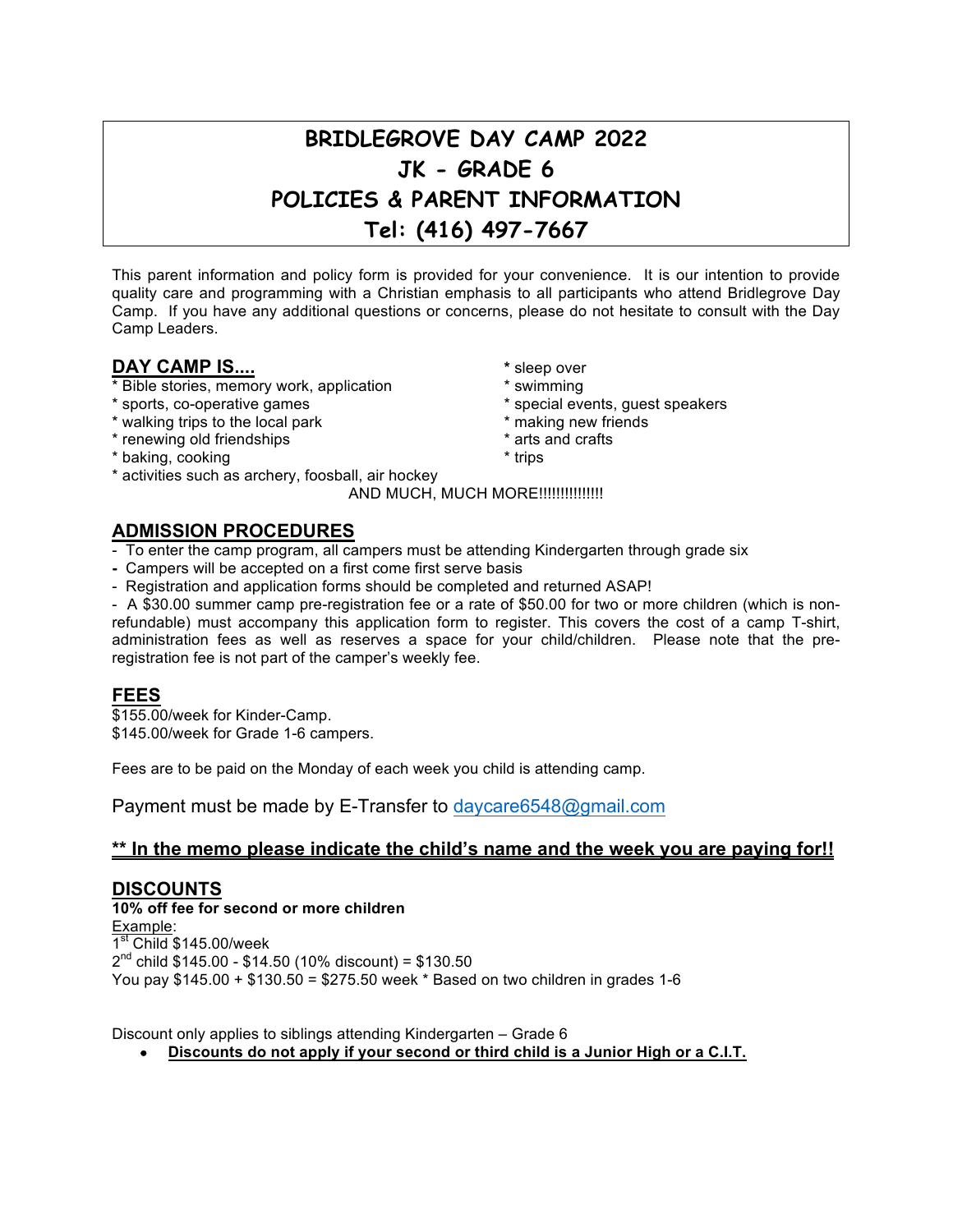# BRIDLEGROVE DAY CAMP 2022
# JK - GRADE 6
# POLICIES & PARENT INFORMATION
# Tel: (416) 497-7667

This parent information and policy form is provided for your convenience. It is our intention to provide quality care and programming with a Christian emphasis to all participants who attend Bridlegrove Day Camp. If you have any additional questions or concerns, please do not hesitate to consult with the Day Camp Leaders.

## DAY CAMP IS....

* Bible stories, memory work, application
* sports, co-operative games
* walking trips to the local park
* renewing old friendships
* baking, cooking
* activities such as archery, foosball, air hockey
* sleep over
* swimming
* special events, guest speakers
* making new friends
* arts and crafts
* trips

AND MUCH, MUCH MORE!!!!!!!!!!!!!!!

## ADMISSION PROCEDURES

- To enter the camp program, all campers must be attending Kindergarten through grade six
- Campers will be accepted on a first come first serve basis
- Registration and application forms should be completed and returned ASAP!
- A $30.00 summer camp pre-registration fee or a rate of $50.00 for two or more children (which is non-refundable) must accompany this application form to register. This covers the cost of a camp T-shirt, administration fees as well as reserves a space for your child/children. Please note that the pre-registration fee is not part of the camper's weekly fee.

## FEES

$155.00/week for Kinder-Camp.
$145.00/week for Grade 1-6 campers.

Fees are to be paid on the Monday of each week you child is attending camp.

Payment must be made by E-Transfer to daycare6548@gmail.com

**<u>** In the memo please indicate the child's name and the week you are paying for!!</u>**

## DISCOUNTS

**10% off fee for second or more children**

<u>Example</u>:
1st Child $145.00/week
2nd child $145.00 - $14.50 (10% discount) = $130.50
You pay $145.00 + $130.50 = $275.50 week * Based on two children in grades 1-6

Discount only applies to siblings attending Kindergarten – Grade 6

- **<u>Discounts do not apply if your second or third child is a Junior High or a C.I.T.</u>**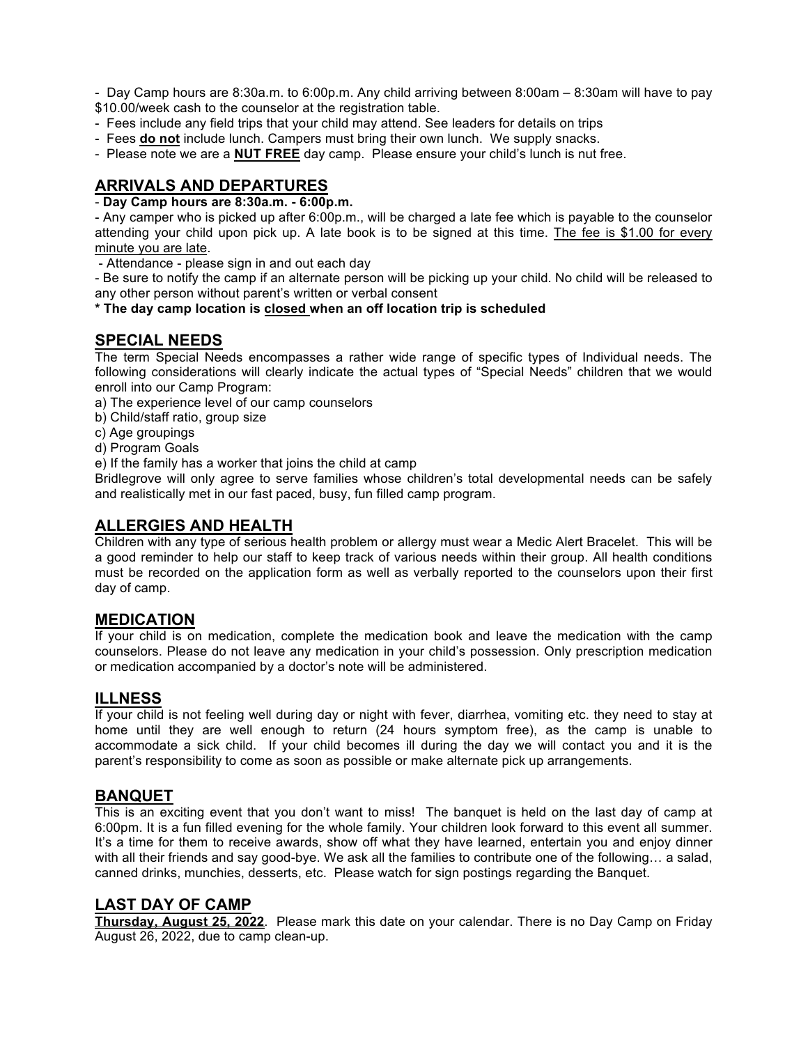- Day Camp hours are 8:30a.m. to 6:00p.m. Any child arriving between 8:00am – 8:30am will have to pay $10.00/week cash to the counselor at the registration table.
- Fees include any field trips that your child may attend. See leaders for details on trips
- Fees **do not** include lunch. Campers must bring their own lunch. We supply snacks.
- Please note we are a **NUT FREE** day camp. Please ensure your child's lunch is nut free.

## ARRIVALS AND DEPARTURES

- **Day Camp hours are 8:30a.m. - 6:00p.m.**
- Any camper who is picked up after 6:00p.m., will be charged a late fee which is payable to the counselor attending your child upon pick up. A late book is to be signed at this time. The fee is $1.00 for every minute you are late.
- Attendance - please sign in and out each day
- Be sure to notify the camp if an alternate person will be picking up your child. No child will be released to any other person without parent's written or verbal consent

**\* The day camp location is closed when an off location trip is scheduled**

## SPECIAL NEEDS

The term Special Needs encompasses a rather wide range of specific types of Individual needs. The following considerations will clearly indicate the actual types of "Special Needs" children that we would enroll into our Camp Program:

a) The experience level of our camp counselors
b) Child/staff ratio, group size
c) Age groupings
d) Program Goals
e) If the family has a worker that joins the child at camp

Bridlegrove will only agree to serve families whose children's total developmental needs can be safely and realistically met in our fast paced, busy, fun filled camp program.

## ALLERGIES AND HEALTH

Children with any type of serious health problem or allergy must wear a Medic Alert Bracelet. This will be a good reminder to help our staff to keep track of various needs within their group. All health conditions must be recorded on the application form as well as verbally reported to the counselors upon their first day of camp.

## MEDICATION

If your child is on medication, complete the medication book and leave the medication with the camp counselors. Please do not leave any medication in your child's possession. Only prescription medication or medication accompanied by a doctor's note will be administered.

## ILLNESS

If your child is not feeling well during day or night with fever, diarrhea, vomiting etc. they need to stay at home until they are well enough to return (24 hours symptom free), as the camp is unable to accommodate a sick child. If your child becomes ill during the day we will contact you and it is the parent's responsibility to come as soon as possible or make alternate pick up arrangements.

## BANQUET

This is an exciting event that you don't want to miss! The banquet is held on the last day of camp at 6:00pm. It is a fun filled evening for the whole family. Your children look forward to this event all summer. It's a time for them to receive awards, show off what they have learned, entertain you and enjoy dinner with all their friends and say good-bye. We ask all the families to contribute one of the following… a salad, canned drinks, munchies, desserts, etc. Please watch for sign postings regarding the Banquet.

## LAST DAY OF CAMP

**Thursday, August 25, 2022**. Please mark this date on your calendar. There is no Day Camp on Friday August 26, 2022, due to camp clean-up.